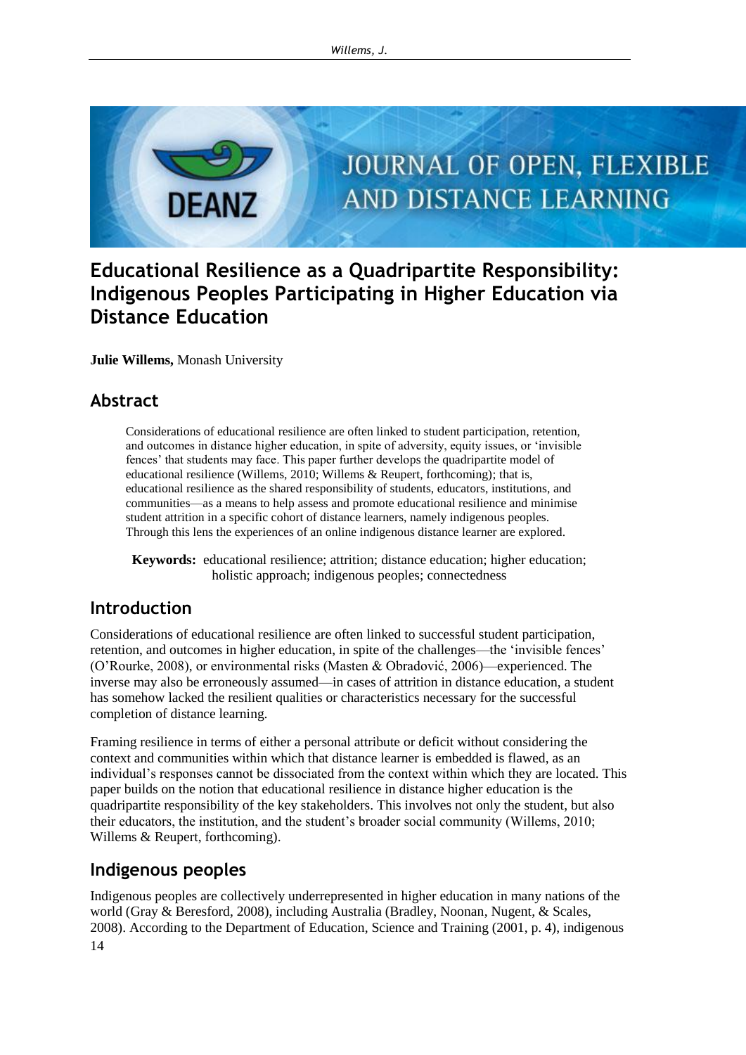# Educational Resilience as a Quadripartite Responsibility: Indigenous Peoples Participating in Higher Education via Distance Education

**Julie Willems,** Monash University

## Abstract

Considerations of educational resilience are often linked to student participation, retention, and outcomes in distance higher education, in spite of adversity, equity issues, or 'invisible fences' that students may face. This paper further develops the quadripartite model of educational resilience (Willems, 2010; Willems & Reupert, forthcoming); that is, educational resilience as the shared responsibility of students, educators, institutions, and communities—as a means to help assess and promote educational resilience and minimise student attrition in a specific cohort of distance learners, namely indigenous peoples. Through this lens the experiences of an online indigenous distance learner are explored.

**Keywords:** educational resilience; attrition; distance education; higher education; holistic approach; indigenous peoples; connectedness

## Introduction

Considerations of educational resilience are often linked to successful student participation, retention, and outcomes in higher education, in spite of the challenges—the 'invisible fences' (O'Rourke, 2008), or environmental risks (Masten & Obradović, 2006)—experienced. The inverse may also be erroneously assumed—in cases of attrition in distance education, a student has somehow lacked the resilient qualities or characteristics necessary for the successful completion of distance learning.

Framing resilience in terms of either a personal attribute or deficit without considering the context and communities within which that distance learner is embedded is flawed, as an individual's responses cannot be dissociated from the context within which they are located. This paper builds on the notion that educational resilience in distance higher education is the quadripartite responsibility of the key stakeholders. This involves not only the student, but also their educators, the institution, and the student's broader social community (Willems, 2010; Willems & Reupert, forthcoming).

## Indigenous peoples

Indigenous peoples are collectively underrepresented in higher education in many nations of the world (Gray & Beresford, 2008), including Australia (Bradley, Noonan, Nugent, & Scales, 2008). According to the Department of Education, Science and Training (2001, p. 4), indigenous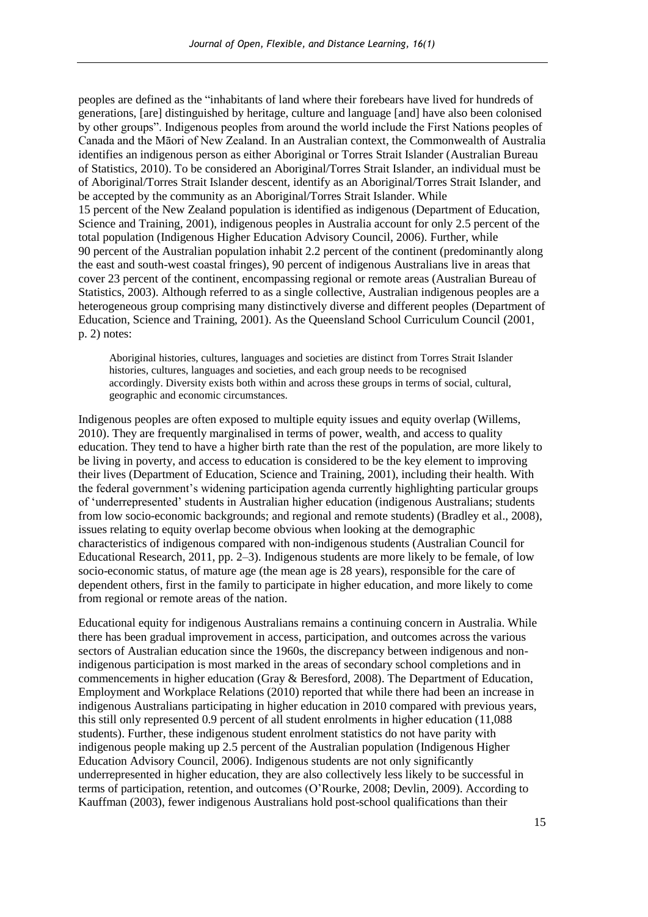peoples are defined as the "inhabitants of land where their forebears have lived for hundreds of generations, [are] distinguished by heritage, culture and language [and] have also been colonised by other groups". Indigenous peoples from around the world include the First Nations peoples of Canada and the Māori of New Zealand. In an Australian context, the Commonwealth of Australia identifies an indigenous person as either Aboriginal or Torres Strait Islander (Australian Bureau of Statistics, 2010). To be considered an Aboriginal/Torres Strait Islander, an individual must be of Aboriginal/Torres Strait Islander descent, identify as an Aboriginal/Torres Strait Islander, and be accepted by the community as an Aboriginal/Torres Strait Islander. While 15 percent of the New Zealand population is identified as indigenous (Department of Education, Science and Training, 2001), indigenous peoples in Australia account for only 2.5 percent of the total population (Indigenous Higher Education Advisory Council, 2006). Further, while 90 percent of the Australian population inhabit 2.2 percent of the continent (predominantly along the east and south-west coastal fringes), 90 percent of indigenous Australians live in areas that cover 23 percent of the continent, encompassing regional or remote areas (Australian Bureau of Statistics, 2003). Although referred to as a single collective, Australian indigenous peoples are a heterogeneous group comprising many distinctively diverse and different peoples (Department of Education, Science and Training, 2001). As the Queensland School Curriculum Council (2001, p. 2) notes:

> Aboriginal histories, cultures, languages and societies are distinct from Torres Strait Islander histories, cultures, languages and societies, and each group needs to be recognised accordingly. Diversity exists both within and across these groups in terms of social, cultural, geographic and economic circumstances.

Indigenous peoples are often exposed to multiple equity issues and equity overlap (Willems, 2010). They are frequently marginalised in terms of power, wealth, and access to quality education. They tend to have a higher birth rate than the rest of the population, are more likely to be living in poverty, and access to education is considered to be the key element to improving their lives (Department of Education, Science and Training, 2001), including their health. With the federal government's widening participation agenda currently highlighting particular groups of 'underrepresented' students in Australian higher education (indigenous Australians; students from low socio-economic backgrounds; and regional and remote students) (Bradley et al., 2008), issues relating to equity overlap become obvious when looking at the demographic characteristics of indigenous compared with non-indigenous students (Australian Council for Educational Research, 2011, pp. 2–3). Indigenous students are more likely to be female, of low socio-economic status, of mature age (the mean age is 28 years), responsible for the care of dependent others, first in the family to participate in higher education, and more likely to come from regional or remote areas of the nation.

Educational equity for indigenous Australians remains a continuing concern in Australia. While there has been gradual improvement in access, participation, and outcomes across the various sectors of Australian education since the 1960s, the discrepancy between indigenous and non-indigenous participation is most marked in the areas of secondary school completions and in commencements in higher education (Gray & Beresford, 2008). The Department of Education, Employment and Workplace Relations (2010) reported that while there had been an increase in indigenous Australians participating in higher education in 2010 compared with previous years, this still only represented 0.9 percent of all student enrolments in higher education (11,088 students). Further, these indigenous student enrolment statistics do not have parity with indigenous people making up 2.5 percent of the Australian population (Indigenous Higher Education Advisory Council, 2006). Indigenous students are not only significantly underrepresented in higher education, they are also collectively less likely to be successful in terms of participation, retention, and outcomes (O'Rourke, 2008; Devlin, 2009). According to Kauffman (2003), fewer indigenous Australians hold post-school qualifications than their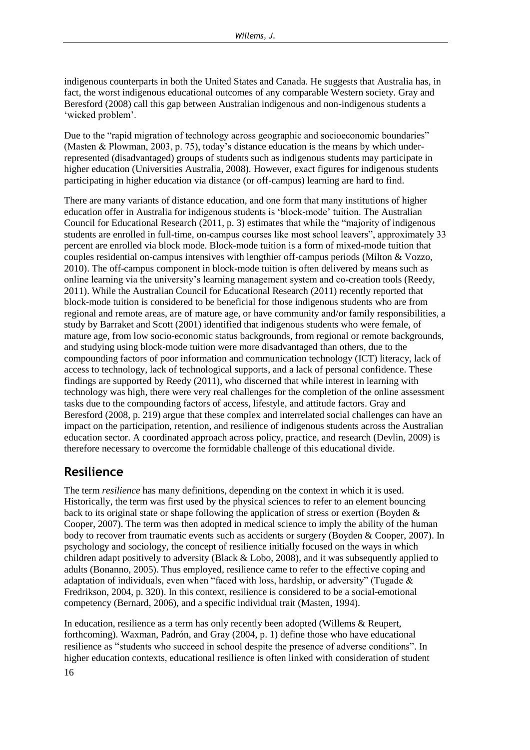indigenous counterparts in both the United States and Canada. He suggests that Australia has, in fact, the worst indigenous educational outcomes of any comparable Western society. Gray and Beresford (2008) call this gap between Australian indigenous and non-indigenous students a 'wicked problem'.

Due to the "rapid migration of technology across geographic and socioeconomic boundaries" (Masten & Plowman, 2003, p. 75), today's distance education is the means by which under-represented (disadvantaged) groups of students such as indigenous students may participate in higher education (Universities Australia, 2008). However, exact figures for indigenous students participating in higher education via distance (or off-campus) learning are hard to find.

There are many variants of distance education, and one form that many institutions of higher education offer in Australia for indigenous students is 'block-mode' tuition. The Australian Council for Educational Research (2011, p. 3) estimates that while the "majority of indigenous students are enrolled in full-time, on-campus courses like most school leavers", approximately 33 percent are enrolled via block mode. Block-mode tuition is a form of mixed-mode tuition that couples residential on-campus intensives with lengthier off-campus periods (Milton & Vozzo, 2010). The off-campus component in block-mode tuition is often delivered by means such as online learning via the university's learning management system and co-creation tools (Reedy, 2011). While the Australian Council for Educational Research (2011) recently reported that block-mode tuition is considered to be beneficial for those indigenous students who are from regional and remote areas, are of mature age, or have community and/or family responsibilities, a study by Barraket and Scott (2001) identified that indigenous students who were female, of mature age, from low socio-economic status backgrounds, from regional or remote backgrounds, and studying using block-mode tuition were more disadvantaged than others, due to the compounding factors of poor information and communication technology (ICT) literacy, lack of access to technology, lack of technological supports, and a lack of personal confidence. These findings are supported by Reedy (2011), who discerned that while interest in learning with technology was high, there were very real challenges for the completion of the online assessment tasks due to the compounding factors of access, lifestyle, and attitude factors. Gray and Beresford (2008, p. 219) argue that these complex and interrelated social challenges can have an impact on the participation, retention, and resilience of indigenous students across the Australian education sector. A coordinated approach across policy, practice, and research (Devlin, 2009) is therefore necessary to overcome the formidable challenge of this educational divide.

## Resilience

The term *resilience* has many definitions, depending on the context in which it is used. Historically, the term was first used by the physical sciences to refer to an element bouncing back to its original state or shape following the application of stress or exertion (Boyden & Cooper, 2007). The term was then adopted in medical science to imply the ability of the human body to recover from traumatic events such as accidents or surgery (Boyden & Cooper, 2007). In psychology and sociology, the concept of resilience initially focused on the ways in which children adapt positively to adversity (Black & Lobo, 2008), and it was subsequently applied to adults (Bonanno, 2005). Thus employed, resilience came to refer to the effective coping and adaptation of individuals, even when "faced with loss, hardship, or adversity" (Tugade & Fredrikson, 2004, p. 320). In this context, resilience is considered to be a social-emotional competency (Bernard, 2006), and a specific individual trait (Masten, 1994).

In education, resilience as a term has only recently been adopted (Willems & Reupert, forthcoming). Waxman, Padrón, and Gray (2004, p. 1) define those who have educational resilience as "students who succeed in school despite the presence of adverse conditions". In higher education contexts, educational resilience is often linked with consideration of student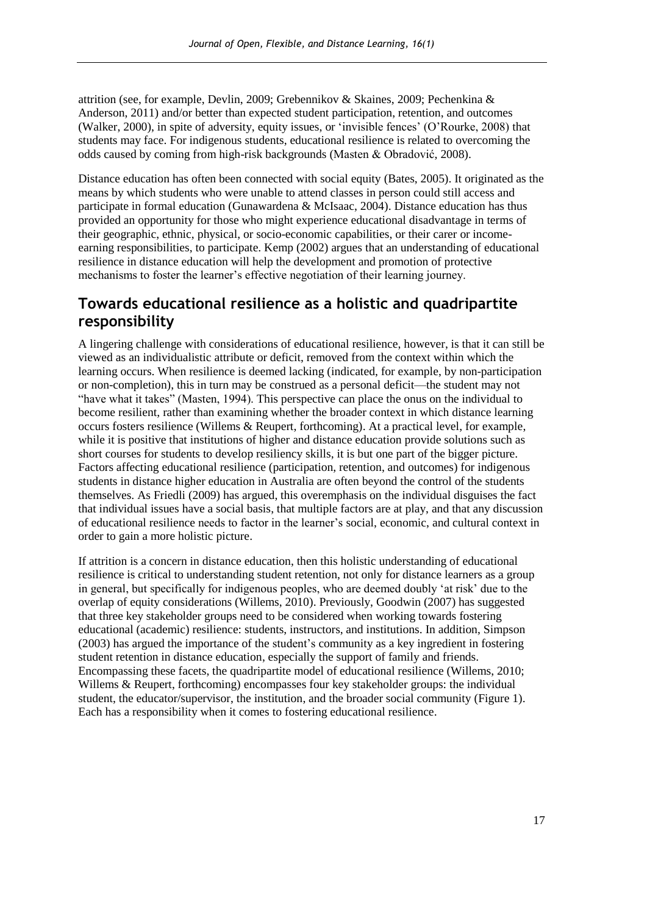attrition (see, for example, Devlin, 2009; Grebennikov & Skaines, 2009; Pechenkina & Anderson, 2011) and/or better than expected student participation, retention, and outcomes (Walker, 2000), in spite of adversity, equity issues, or 'invisible fences' (O'Rourke, 2008) that students may face. For indigenous students, educational resilience is related to overcoming the odds caused by coming from high-risk backgrounds (Masten & Obradović, 2008).

Distance education has often been connected with social equity (Bates, 2005). It originated as the means by which students who were unable to attend classes in person could still access and participate in formal education (Gunawardena & McIsaac, 2004). Distance education has thus provided an opportunity for those who might experience educational disadvantage in terms of their geographic, ethnic, physical, or socio-economic capabilities, or their carer or income-earning responsibilities, to participate. Kemp (2002) argues that an understanding of educational resilience in distance education will help the development and promotion of protective mechanisms to foster the learner's effective negotiation of their learning journey.

## Towards educational resilience as a holistic and quadripartite responsibility

A lingering challenge with considerations of educational resilience, however, is that it can still be viewed as an individualistic attribute or deficit, removed from the context within which the learning occurs. When resilience is deemed lacking (indicated, for example, by non-participation or non-completion), this in turn may be construed as a personal deficit—the student may not "have what it takes" (Masten, 1994). This perspective can place the onus on the individual to become resilient, rather than examining whether the broader context in which distance learning occurs fosters resilience (Willems & Reupert, forthcoming). At a practical level, for example, while it is positive that institutions of higher and distance education provide solutions such as short courses for students to develop resiliency skills, it is but one part of the bigger picture. Factors affecting educational resilience (participation, retention, and outcomes) for indigenous students in distance higher education in Australia are often beyond the control of the students themselves. As Friedli (2009) has argued, this overemphasis on the individual disguises the fact that individual issues have a social basis, that multiple factors are at play, and that any discussion of educational resilience needs to factor in the learner's social, economic, and cultural context in order to gain a more holistic picture.

If attrition is a concern in distance education, then this holistic understanding of educational resilience is critical to understanding student retention, not only for distance learners as a group in general, but specifically for indigenous peoples, who are deemed doubly 'at risk' due to the overlap of equity considerations (Willems, 2010). Previously, Goodwin (2007) has suggested that three key stakeholder groups need to be considered when working towards fostering educational (academic) resilience: students, instructors, and institutions. In addition, Simpson (2003) has argued the importance of the student's community as a key ingredient in fostering student retention in distance education, especially the support of family and friends. Encompassing these facets, the quadripartite model of educational resilience (Willems, 2010; Willems & Reupert, forthcoming) encompasses four key stakeholder groups: the individual student, the educator/supervisor, the institution, and the broader social community (Figure 1). Each has a responsibility when it comes to fostering educational resilience.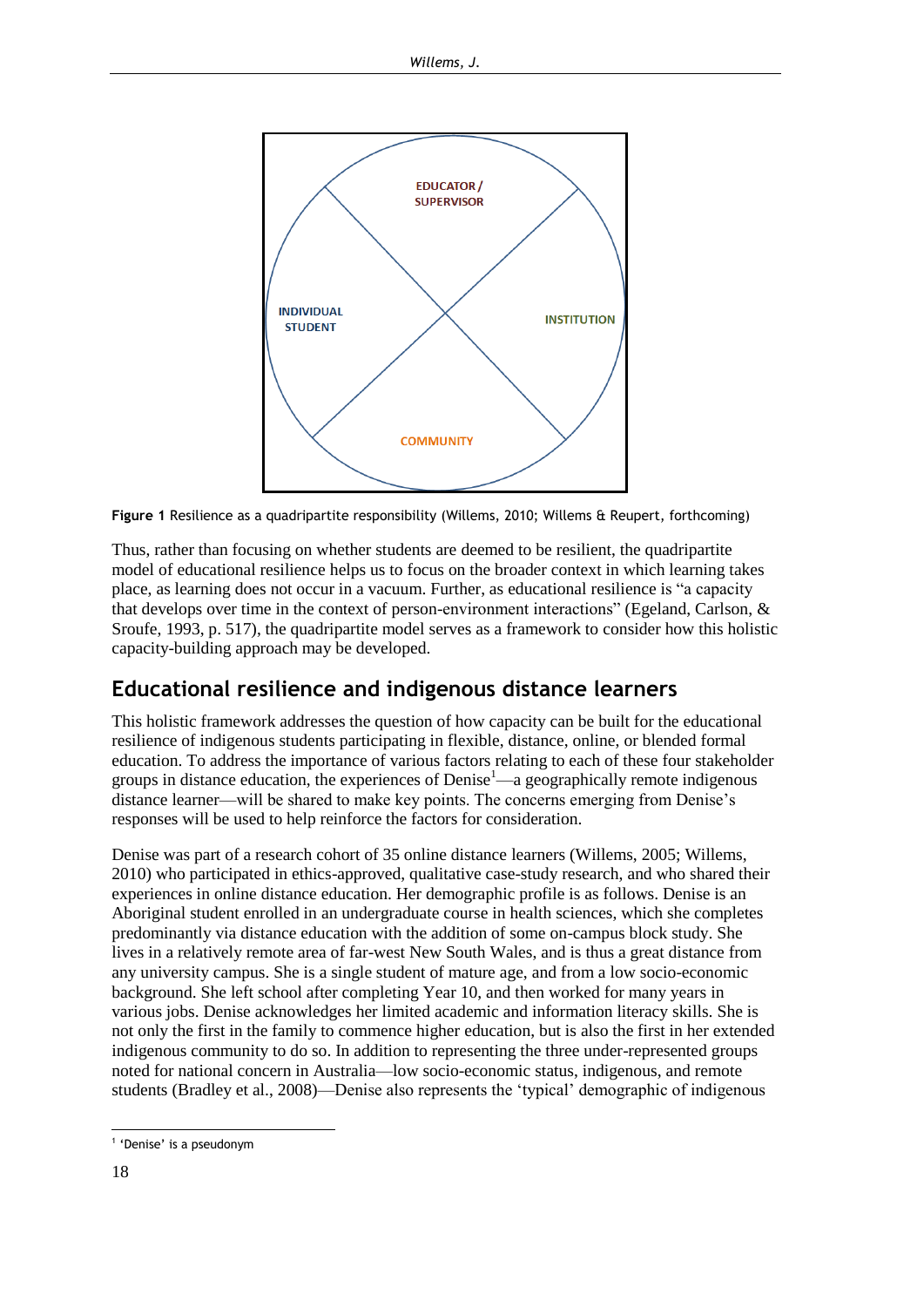**Figure 1** Resilience as a quadripartite responsibility (Willems, 2010; Willems & Reupert, forthcoming)

Thus, rather than focusing on whether students are deemed to be resilient, the quadripartite model of educational resilience helps us to focus on the broader context in which learning takes place, as learning does not occur in a vacuum. Further, as educational resilience is "a capacity that develops over time in the context of person-environment interactions" (Egeland, Carlson, & Sroufe, 1993, p. 517), the quadripartite model serves as a framework to consider how this holistic capacity-building approach may be developed.

## Educational resilience and indigenous distance learners

This holistic framework addresses the question of how capacity can be built for the educational resilience of indigenous students participating in flexible, distance, online, or blended formal education. To address the importance of various factors relating to each of these four stakeholder groups in distance education, the experiences of Denise[1]—a geographically remote indigenous distance learner—will be shared to make key points. The concerns emerging from Denise's responses will be used to help reinforce the factors for consideration.

Denise was part of a research cohort of 35 online distance learners (Willems, 2005; Willems, 2010) who participated in ethics-approved, qualitative case-study research, and who shared their experiences in online distance education. Her demographic profile is as follows. Denise is an Aboriginal student enrolled in an undergraduate course in health sciences, which she completes predominantly via distance education with the addition of some on-campus block study. She lives in a relatively remote area of far-west New South Wales, and is thus a great distance from any university campus. She is a single student of mature age, and from a low socio-economic background. She left school after completing Year 10, and then worked for many years in various jobs. Denise acknowledges her limited academic and information literacy skills. She is not only the first in the family to commence higher education, but is also the first in her extended indigenous community to do so. In addition to representing the three under-represented groups noted for national concern in Australia—low socio-economic status, indigenous, and remote students (Bradley et al., 2008)—Denise also represents the 'typical' demographic of indigenous

[1] 'Denise' is a pseudonym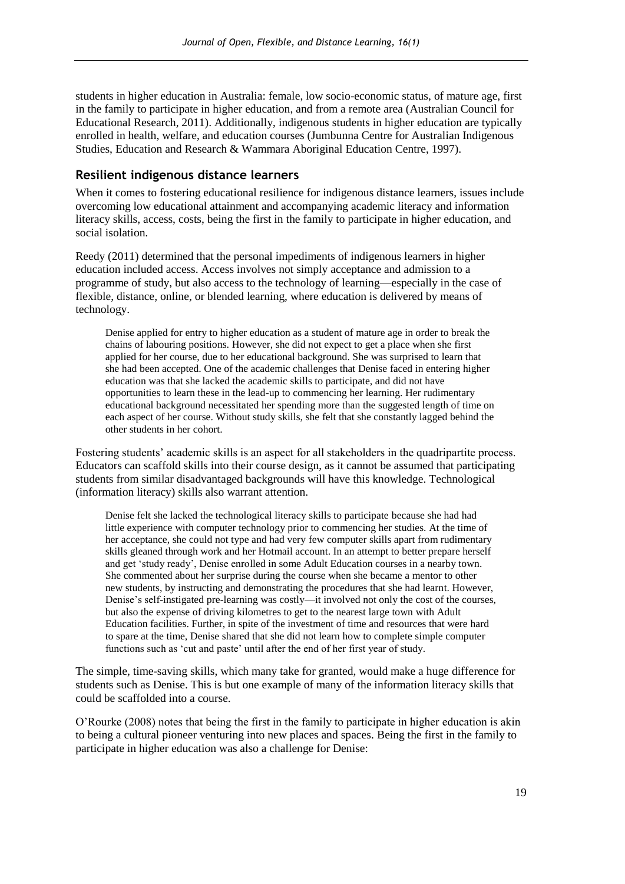students in higher education in Australia: female, low socio-economic status, of mature age, first in the family to participate in higher education, and from a remote area (Australian Council for Educational Research, 2011). Additionally, indigenous students in higher education are typically enrolled in health, welfare, and education courses (Jumbunna Centre for Australian Indigenous Studies, Education and Research & Wammara Aboriginal Education Centre, 1997).

## Resilient indigenous distance learners

When it comes to fostering educational resilience for indigenous distance learners, issues include overcoming low educational attainment and accompanying academic literacy and information literacy skills, access, costs, being the first in the family to participate in higher education, and social isolation.

Reedy (2011) determined that the personal impediments of indigenous learners in higher education included access. Access involves not simply acceptance and admission to a programme of study, but also access to the technology of learning—especially in the case of flexible, distance, online, or blended learning, where education is delivered by means of technology.

> Denise applied for entry to higher education as a student of mature age in order to break the chains of labouring positions. However, she did not expect to get a place when she first applied for her course, due to her educational background. She was surprised to learn that she had been accepted. One of the academic challenges that Denise faced in entering higher education was that she lacked the academic skills to participate, and did not have opportunities to learn these in the lead-up to commencing her learning. Her rudimentary educational background necessitated her spending more than the suggested length of time on each aspect of her course. Without study skills, she felt that she constantly lagged behind the other students in her cohort.

Fostering students' academic skills is an aspect for all stakeholders in the quadripartite process. Educators can scaffold skills into their course design, as it cannot be assumed that participating students from similar disadvantaged backgrounds will have this knowledge. Technological (information literacy) skills also warrant attention.

> Denise felt she lacked the technological literacy skills to participate because she had had little experience with computer technology prior to commencing her studies. At the time of her acceptance, she could not type and had very few computer skills apart from rudimentary skills gleaned through work and her Hotmail account. In an attempt to better prepare herself and get 'study ready', Denise enrolled in some Adult Education courses in a nearby town. She commented about her surprise during the course when she became a mentor to other new students, by instructing and demonstrating the procedures that she had learnt. However, Denise's self-instigated pre-learning was costly—it involved not only the cost of the courses, but also the expense of driving kilometres to get to the nearest large town with Adult Education facilities. Further, in spite of the investment of time and resources that were hard to spare at the time, Denise shared that she did not learn how to complete simple computer functions such as 'cut and paste' until after the end of her first year of study.

The simple, time-saving skills, which many take for granted, would make a huge difference for students such as Denise. This is but one example of many of the information literacy skills that could be scaffolded into a course.

O'Rourke (2008) notes that being the first in the family to participate in higher education is akin to being a cultural pioneer venturing into new places and spaces. Being the first in the family to participate in higher education was also a challenge for Denise: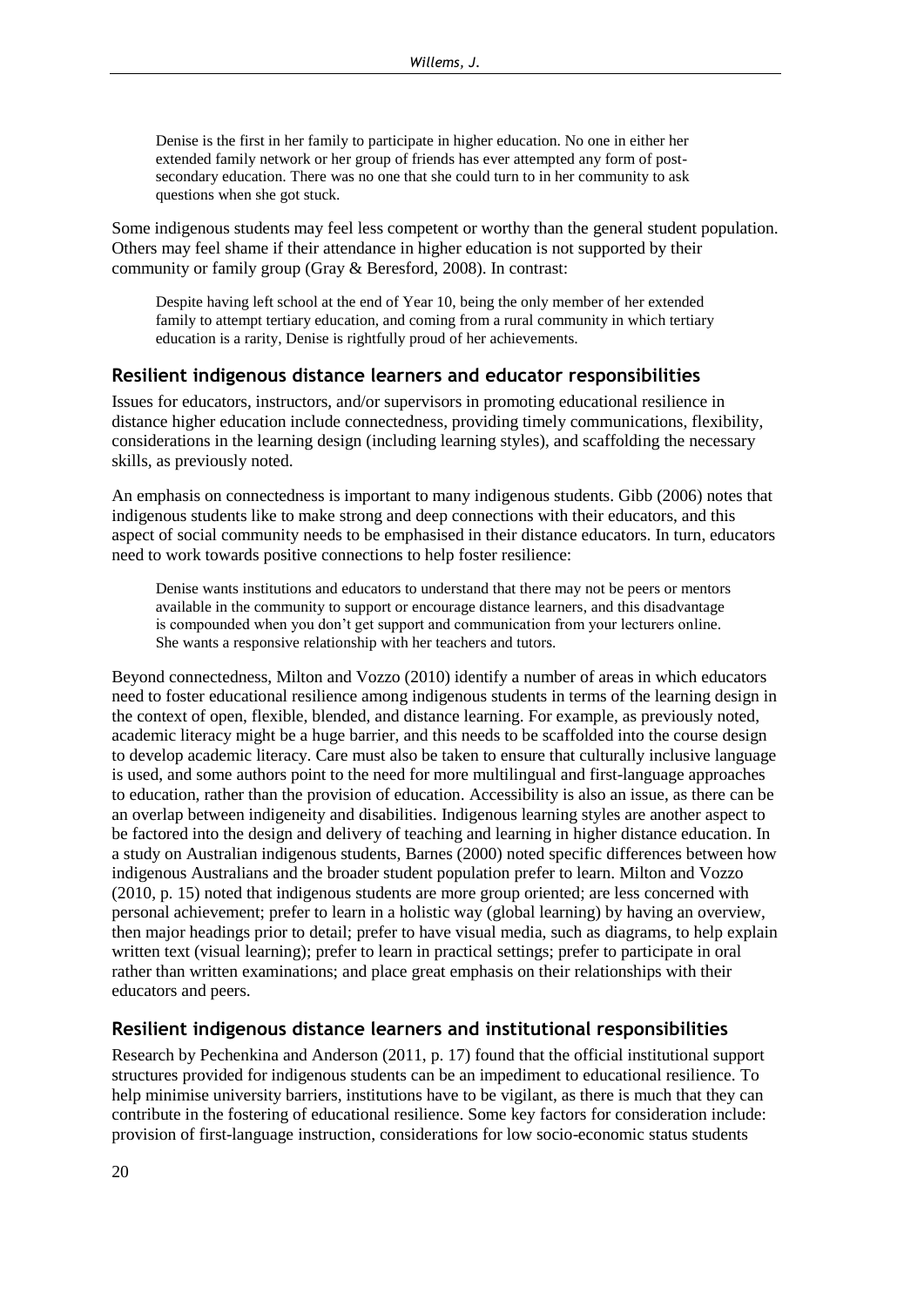> Denise is the first in her family to participate in higher education. No one in either her extended family network or her group of friends has ever attempted any form of post-secondary education. There was no one that she could turn to in her community to ask questions when she got stuck.

Some indigenous students may feel less competent or worthy than the general student population. Others may feel shame if their attendance in higher education is not supported by their community or family group (Gray & Beresford, 2008). In contrast:

> Despite having left school at the end of Year 10, being the only member of her extended family to attempt tertiary education, and coming from a rural community in which tertiary education is a rarity, Denise is rightfully proud of her achievements.

## Resilient indigenous distance learners and educator responsibilities

Issues for educators, instructors, and/or supervisors in promoting educational resilience in distance higher education include connectedness, providing timely communications, flexibility, considerations in the learning design (including learning styles), and scaffolding the necessary skills, as previously noted.

An emphasis on connectedness is important to many indigenous students. Gibb (2006) notes that indigenous students like to make strong and deep connections with their educators, and this aspect of social community needs to be emphasised in their distance educators. In turn, educators need to work towards positive connections to help foster resilience:

> Denise wants institutions and educators to understand that there may not be peers or mentors available in the community to support or encourage distance learners, and this disadvantage is compounded when you don't get support and communication from your lecturers online. She wants a responsive relationship with her teachers and tutors.

Beyond connectedness, Milton and Vozzo (2010) identify a number of areas in which educators need to foster educational resilience among indigenous students in terms of the learning design in the context of open, flexible, blended, and distance learning. For example, as previously noted, academic literacy might be a huge barrier, and this needs to be scaffolded into the course design to develop academic literacy. Care must also be taken to ensure that culturally inclusive language is used, and some authors point to the need for more multilingual and first-language approaches to education, rather than the provision of education. Accessibility is also an issue, as there can be an overlap between indigeneity and disabilities. Indigenous learning styles are another aspect to be factored into the design and delivery of teaching and learning in higher distance education. In a study on Australian indigenous students, Barnes (2000) noted specific differences between how indigenous Australians and the broader student population prefer to learn. Milton and Vozzo (2010, p. 15) noted that indigenous students are more group oriented; are less concerned with personal achievement; prefer to learn in a holistic way (global learning) by having an overview, then major headings prior to detail; prefer to have visual media, such as diagrams, to help explain written text (visual learning); prefer to learn in practical settings; prefer to participate in oral rather than written examinations; and place great emphasis on their relationships with their educators and peers.

## Resilient indigenous distance learners and institutional responsibilities

Research by Pechenkina and Anderson (2011, p. 17) found that the official institutional support structures provided for indigenous students can be an impediment to educational resilience. To help minimise university barriers, institutions have to be vigilant, as there is much that they can contribute in the fostering of educational resilience. Some key factors for consideration include: provision of first-language instruction, considerations for low socio-economic status students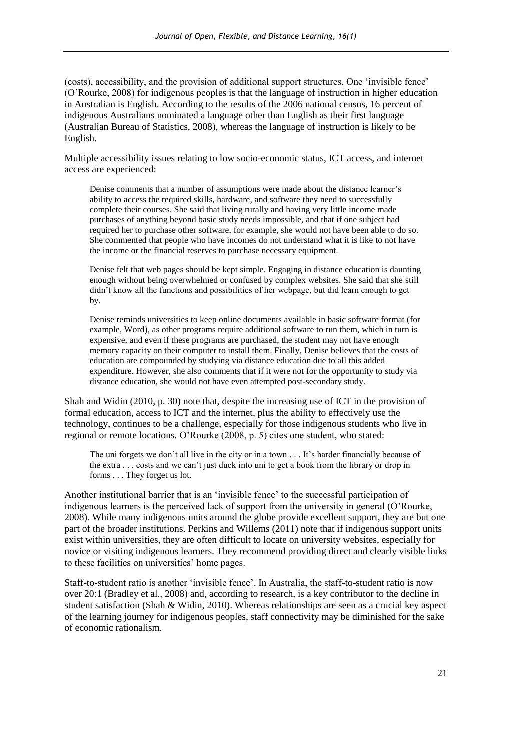(costs), accessibility, and the provision of additional support structures. One 'invisible fence' (O'Rourke, 2008) for indigenous peoples is that the language of instruction in higher education in Australian is English. According to the results of the 2006 national census, 16 percent of indigenous Australians nominated a language other than English as their first language (Australian Bureau of Statistics, 2008), whereas the language of instruction is likely to be English.

Multiple accessibility issues relating to low socio-economic status, ICT access, and internet access are experienced:

> Denise comments that a number of assumptions were made about the distance learner's ability to access the required skills, hardware, and software they need to successfully complete their courses. She said that living rurally and having very little income made purchases of anything beyond basic study needs impossible, and that if one subject had required her to purchase other software, for example, she would not have been able to do so. She commented that people who have incomes do not understand what it is like to not have the income or the financial reserves to purchase necessary equipment.
>
> Denise felt that web pages should be kept simple. Engaging in distance education is daunting enough without being overwhelmed or confused by complex websites. She said that she still didn't know all the functions and possibilities of her webpage, but did learn enough to get by.
>
> Denise reminds universities to keep online documents available in basic software format (for example, Word), as other programs require additional software to run them, which in turn is expensive, and even if these programs are purchased, the student may not have enough memory capacity on their computer to install them. Finally, Denise believes that the costs of education are compounded by studying via distance education due to all this added expenditure. However, she also comments that if it were not for the opportunity to study via distance education, she would not have even attempted post-secondary study.

Shah and Widin (2010, p. 30) note that, despite the increasing use of ICT in the provision of formal education, access to ICT and the internet, plus the ability to effectively use the technology, continues to be a challenge, especially for those indigenous students who live in regional or remote locations. O'Rourke (2008, p. 5) cites one student, who stated:

> The uni forgets we don't all live in the city or in a town . . . It's harder financially because of the extra . . . costs and we can't just duck into uni to get a book from the library or drop in forms . . . They forget us lot.

Another institutional barrier that is an 'invisible fence' to the successful participation of indigenous learners is the perceived lack of support from the university in general (O'Rourke, 2008). While many indigenous units around the globe provide excellent support, they are but one part of the broader institutions. Perkins and Willems (2011) note that if indigenous support units exist within universities, they are often difficult to locate on university websites, especially for novice or visiting indigenous learners. They recommend providing direct and clearly visible links to these facilities on universities' home pages.

Staff-to-student ratio is another 'invisible fence'. In Australia, the staff-to-student ratio is now over 20:1 (Bradley et al., 2008) and, according to research, is a key contributor to the decline in student satisfaction (Shah & Widin, 2010). Whereas relationships are seen as a crucial key aspect of the learning journey for indigenous peoples, staff connectivity may be diminished for the sake of economic rationalism.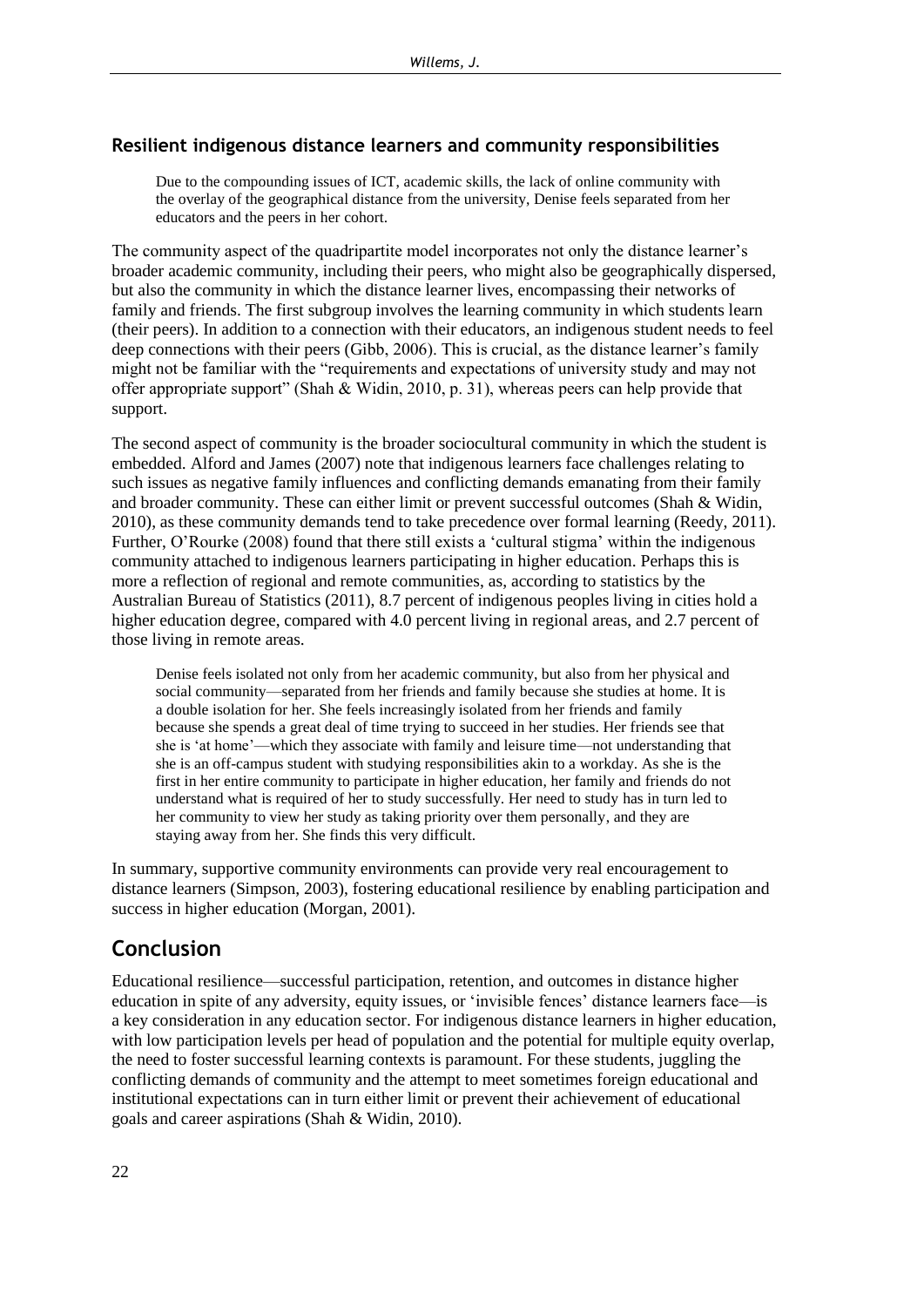### Resilient indigenous distance learners and community responsibilities

> Due to the compounding issues of ICT, academic skills, the lack of online community with the overlay of the geographical distance from the university, Denise feels separated from her educators and the peers in her cohort.

The community aspect of the quadripartite model incorporates not only the distance learner's broader academic community, including their peers, who might also be geographically dispersed, but also the community in which the distance learner lives, encompassing their networks of family and friends. The first subgroup involves the learning community in which students learn (their peers). In addition to a connection with their educators, an indigenous student needs to feel deep connections with their peers (Gibb, 2006). This is crucial, as the distance learner's family might not be familiar with the "requirements and expectations of university study and may not offer appropriate support" (Shah & Widin, 2010, p. 31), whereas peers can help provide that support.

The second aspect of community is the broader sociocultural community in which the student is embedded. Alford and James (2007) note that indigenous learners face challenges relating to such issues as negative family influences and conflicting demands emanating from their family and broader community. These can either limit or prevent successful outcomes (Shah & Widin, 2010), as these community demands tend to take precedence over formal learning (Reedy, 2011). Further, O'Rourke (2008) found that there still exists a 'cultural stigma' within the indigenous community attached to indigenous learners participating in higher education. Perhaps this is more a reflection of regional and remote communities, as, according to statistics by the Australian Bureau of Statistics (2011), 8.7 percent of indigenous peoples living in cities hold a higher education degree, compared with 4.0 percent living in regional areas, and 2.7 percent of those living in remote areas.

> Denise feels isolated not only from her academic community, but also from her physical and social community—separated from her friends and family because she studies at home. It is a double isolation for her. She feels increasingly isolated from her friends and family because she spends a great deal of time trying to succeed in her studies. Her friends see that she is 'at home'—which they associate with family and leisure time—not understanding that she is an off-campus student with studying responsibilities akin to a workday. As she is the first in her entire community to participate in higher education, her family and friends do not understand what is required of her to study successfully. Her need to study has in turn led to her community to view her study as taking priority over them personally, and they are staying away from her. She finds this very difficult.

In summary, supportive community environments can provide very real encouragement to distance learners (Simpson, 2003), fostering educational resilience by enabling participation and success in higher education (Morgan, 2001).

## Conclusion

Educational resilience—successful participation, retention, and outcomes in distance higher education in spite of any adversity, equity issues, or 'invisible fences' distance learners face—is a key consideration in any education sector. For indigenous distance learners in higher education, with low participation levels per head of population and the potential for multiple equity overlap, the need to foster successful learning contexts is paramount. For these students, juggling the conflicting demands of community and the attempt to meet sometimes foreign educational and institutional expectations can in turn either limit or prevent their achievement of educational goals and career aspirations (Shah & Widin, 2010).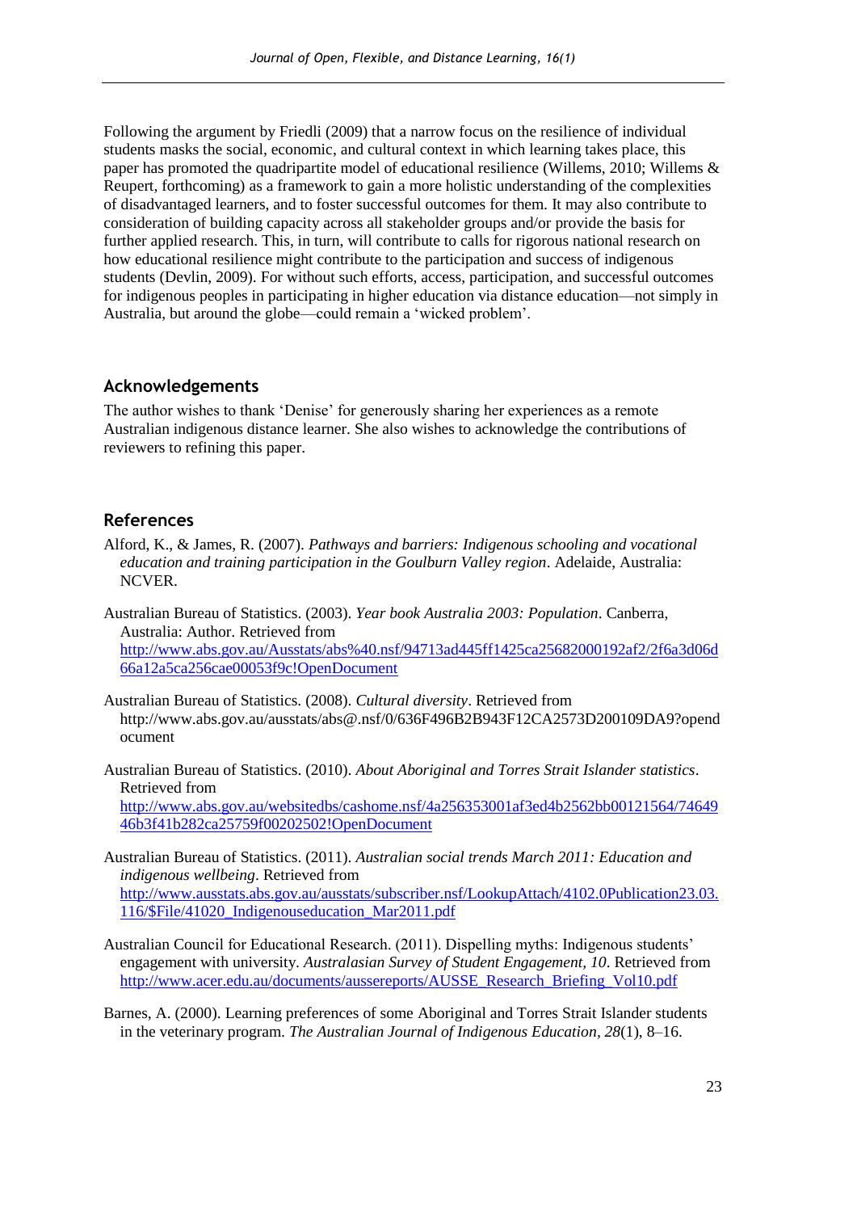Following the argument by Friedli (2009) that a narrow focus on the resilience of individual students masks the social, economic, and cultural context in which learning takes place, this paper has promoted the quadripartite model of educational resilience (Willems, 2010; Willems & Reupert, forthcoming) as a framework to gain a more holistic understanding of the complexities of disadvantaged learners, and to foster successful outcomes for them. It may also contribute to consideration of building capacity across all stakeholder groups and/or provide the basis for further applied research. This, in turn, will contribute to calls for rigorous national research on how educational resilience might contribute to the participation and success of indigenous students (Devlin, 2009). For without such efforts, access, participation, and successful outcomes for indigenous peoples in participating in higher education via distance education—not simply in Australia, but around the globe—could remain a 'wicked problem'.

## Acknowledgements

The author wishes to thank 'Denise' for generously sharing her experiences as a remote Australian indigenous distance learner. She also wishes to acknowledge the contributions of reviewers to refining this paper.

## References

Alford, K., & James, R. (2007). *Pathways and barriers: Indigenous schooling and vocational education and training participation in the Goulburn Valley region*. Adelaide, Australia: NCVER.

Australian Bureau of Statistics. (2003). *Year book Australia 2003: Population*. Canberra, Australia: Author. Retrieved from http://www.abs.gov.au/Ausstats/abs%40.nsf/94713ad445ff1425ca25682000192af2/2f6a3d06d66a12a5ca256cae00053f9c!OpenDocument

Australian Bureau of Statistics. (2008). *Cultural diversity*. Retrieved from http://www.abs.gov.au/ausstats/abs@.nsf/0/636F496B2B943F12CA2573D200109DA9?opendocument

Australian Bureau of Statistics. (2010). *About Aboriginal and Torres Strait Islander statistics*. Retrieved from http://www.abs.gov.au/websitedbs/cashome.nsf/4a256353001af3ed4b2562bb00121564/7464946b3f41b282ca25759f00202502!OpenDocument

Australian Bureau of Statistics. (2011). *Australian social trends March 2011: Education and indigenous wellbeing*. Retrieved from http://www.ausstats.abs.gov.au/ausstats/subscriber.nsf/LookupAttach/4102.0Publication23.03.116/$File/41020_Indigenouseducation_Mar2011.pdf

Australian Council for Educational Research. (2011). Dispelling myths: Indigenous students' engagement with university. *Australasian Survey of Student Engagement, 10*. Retrieved from http://www.acer.edu.au/documents/aussereports/AUSSE_Research_Briefing_Vol10.pdf

Barnes, A. (2000). Learning preferences of some Aboriginal and Torres Strait Islander students in the veterinary program. *The Australian Journal of Indigenous Education, 28*(1), 8–16.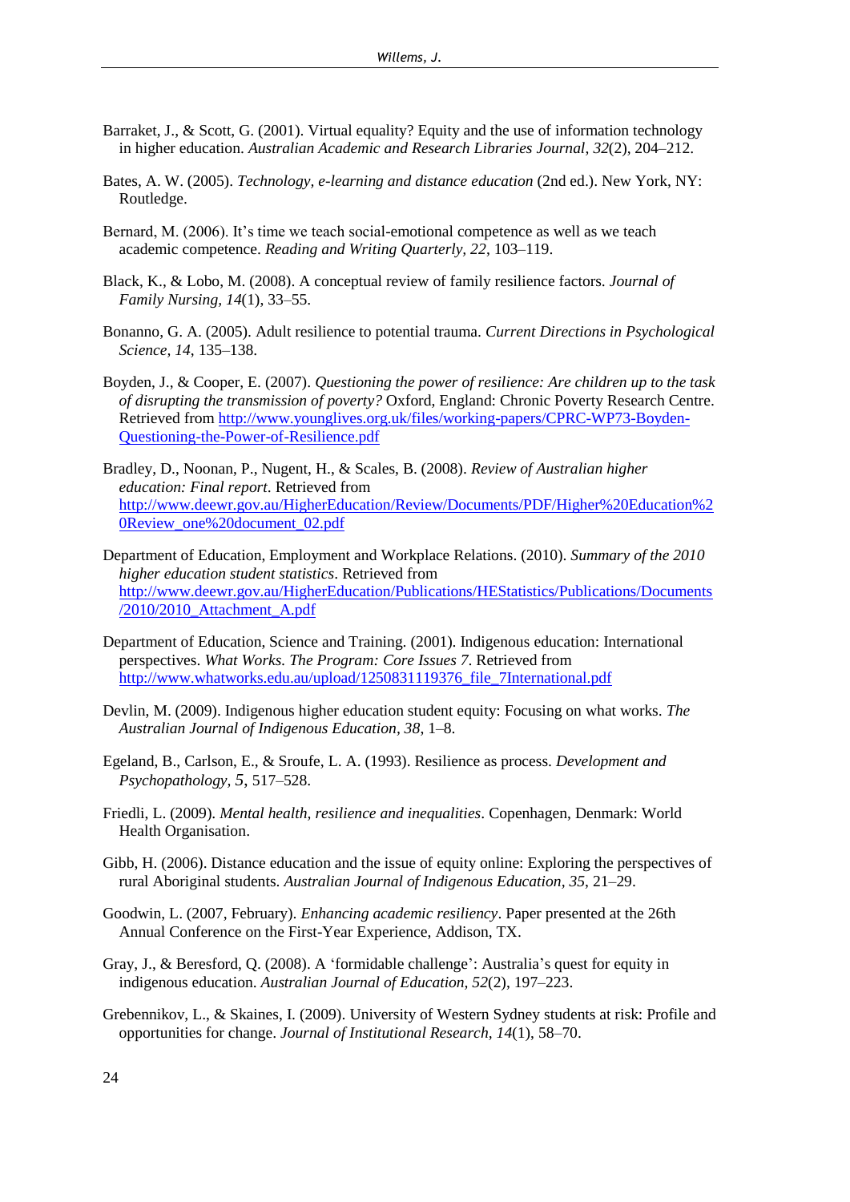Barraket, J., & Scott, G. (2001). Virtual equality? Equity and the use of information technology in higher education. *Australian Academic and Research Libraries Journal*, *32*(2), 204–212.

Bates, A. W. (2005). *Technology, e-learning and distance education* (2nd ed.). New York, NY: Routledge.

Bernard, M. (2006). It's time we teach social-emotional competence as well as we teach academic competence. *Reading and Writing Quarterly, 22*, 103–119.

Black, K., & Lobo, M. (2008). A conceptual review of family resilience factors. *Journal of Family Nursing, 14*(1), 33–55.

Bonanno, G. A. (2005). Adult resilience to potential trauma. *Current Directions in Psychological Science, 14*, 135–138.

Boyden, J., & Cooper, E. (2007). *Questioning the power of resilience: Are children up to the task of disrupting the transmission of poverty?* Oxford, England: Chronic Poverty Research Centre. Retrieved from http://www.younglives.org.uk/files/working-papers/CPRC-WP73-Boyden-Questioning-the-Power-of-Resilience.pdf

Bradley, D., Noonan, P., Nugent, H., & Scales, B. (2008). *Review of Australian higher education: Final report*. Retrieved from http://www.deewr.gov.au/HigherEducation/Review/Documents/PDF/Higher%20Education%20Review_one%20document_02.pdf

Department of Education, Employment and Workplace Relations. (2010). *Summary of the 2010 higher education student statistics*. Retrieved from http://www.deewr.gov.au/HigherEducation/Publications/HEStatistics/Publications/Documents/2010/2010_Attachment_A.pdf

Department of Education, Science and Training. (2001). Indigenous education: International perspectives. *What Works. The Program: Core Issues 7*. Retrieved from http://www.whatworks.edu.au/upload/1250831119376_file_7International.pdf

Devlin, M. (2009). Indigenous higher education student equity: Focusing on what works. *The Australian Journal of Indigenous Education, 38*, 1–8.

Egeland, B., Carlson, E., & Sroufe, L. A. (1993). Resilience as process. *Development and Psychopathology, 5*, 517–528.

Friedli, L. (2009). *Mental health, resilience and inequalities*. Copenhagen, Denmark: World Health Organisation.

Gibb, H. (2006). Distance education and the issue of equity online: Exploring the perspectives of rural Aboriginal students. *Australian Journal of Indigenous Education*, *35*, 21–29.

Goodwin, L. (2007, February). *Enhancing academic resiliency*. Paper presented at the 26th Annual Conference on the First-Year Experience, Addison, TX.

Gray, J., & Beresford, Q. (2008). A 'formidable challenge': Australia's quest for equity in indigenous education. *Australian Journal of Education, 52*(2), 197–223.

Grebennikov, L., & Skaines, I. (2009). University of Western Sydney students at risk: Profile and opportunities for change. *Journal of Institutional Research, 14*(1), 58–70.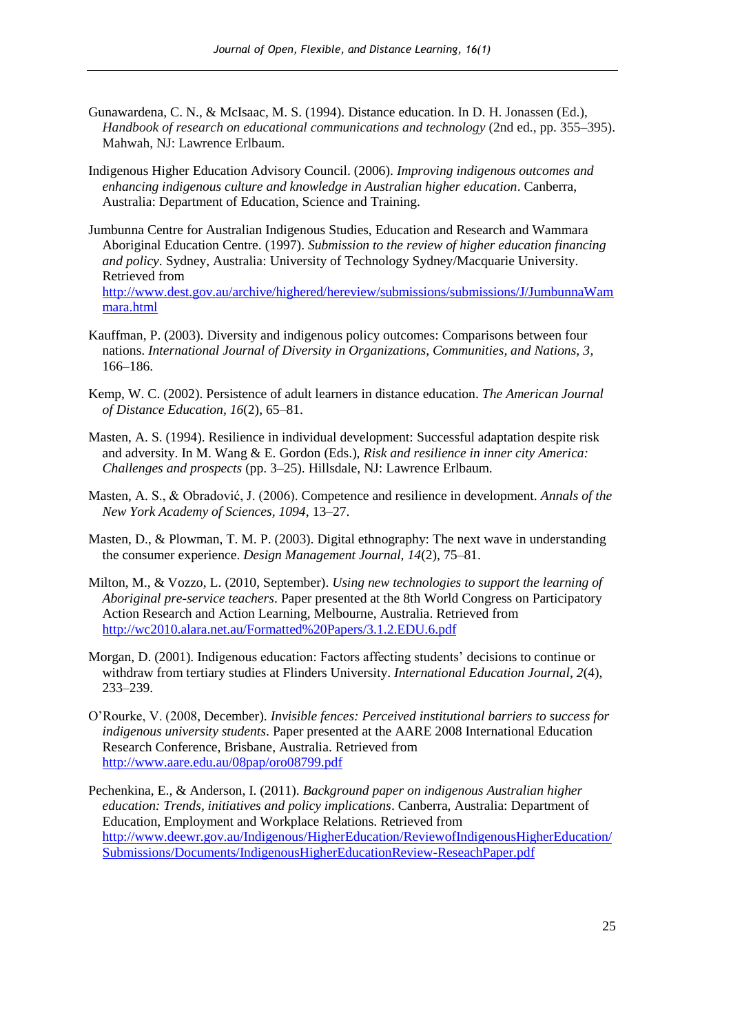Gunawardena, C. N., & McIsaac, M. S. (1994). Distance education. In D. H. Jonassen (Ed.), *Handbook of research on educational communications and technology* (2nd ed., pp. 355–395). Mahwah, NJ: Lawrence Erlbaum.

Indigenous Higher Education Advisory Council. (2006). *Improving indigenous outcomes and enhancing indigenous culture and knowledge in Australian higher education*. Canberra, Australia: Department of Education, Science and Training.

Jumbunna Centre for Australian Indigenous Studies, Education and Research and Wammara Aboriginal Education Centre. (1997). *Submission to the review of higher education financing and policy*. Sydney, Australia: University of Technology Sydney/Macquarie University. Retrieved from http://www.dest.gov.au/archive/highered/hereview/submissions/submissions/J/JumbunnaWammara.html

Kauffman, P. (2003). Diversity and indigenous policy outcomes: Comparisons between four nations. *International Journal of Diversity in Organizations, Communities, and Nations, 3*, 166–186.

Kemp, W. C. (2002). Persistence of adult learners in distance education. *The American Journal of Distance Education, 16*(2), 65–81.

Masten, A. S. (1994). Resilience in individual development: Successful adaptation despite risk and adversity. In M. Wang & E. Gordon (Eds.), *Risk and resilience in inner city America: Challenges and prospects* (pp. 3–25). Hillsdale, NJ: Lawrence Erlbaum.

Masten, A. S., & Obradović, J. (2006). Competence and resilience in development. *Annals of the New York Academy of Sciences, 1094*, 13–27.

Masten, D., & Plowman, T. M. P. (2003). Digital ethnography: The next wave in understanding the consumer experience. *Design Management Journal, 14*(2), 75–81.

Milton, M., & Vozzo, L. (2010, September). *Using new technologies to support the learning of Aboriginal pre-service teachers*. Paper presented at the 8th World Congress on Participatory Action Research and Action Learning, Melbourne, Australia. Retrieved from http://wc2010.alara.net.au/Formatted%20Papers/3.1.2.EDU.6.pdf

Morgan, D. (2001). Indigenous education: Factors affecting students' decisions to continue or withdraw from tertiary studies at Flinders University. *International Education Journal, 2*(4), 233–239.

O'Rourke, V. (2008, December). *Invisible fences: Perceived institutional barriers to success for indigenous university students*. Paper presented at the AARE 2008 International Education Research Conference, Brisbane, Australia. Retrieved from http://www.aare.edu.au/08pap/oro08799.pdf

Pechenkina, E., & Anderson, I. (2011). *Background paper on indigenous Australian higher education: Trends, initiatives and policy implications*. Canberra, Australia: Department of Education, Employment and Workplace Relations. Retrieved from http://www.deewr.gov.au/Indigenous/HigherEducation/ReviewofIndigenousHigherEducation/Submissions/Documents/IndigenousHigherEducationReview-ReseachPaper.pdf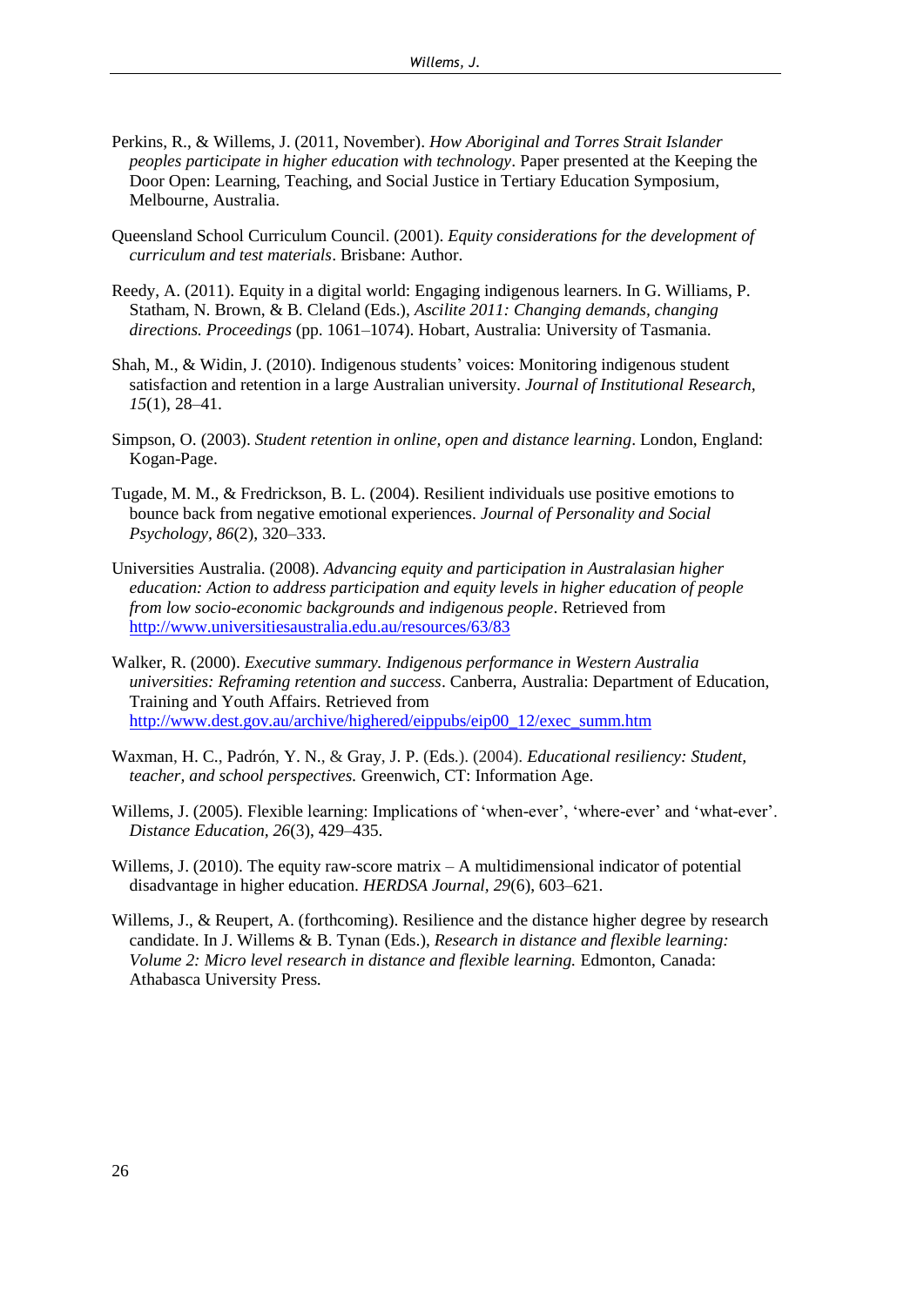Perkins, R., & Willems, J. (2011, November). *How Aboriginal and Torres Strait Islander peoples participate in higher education with technology*. Paper presented at the Keeping the Door Open: Learning, Teaching, and Social Justice in Tertiary Education Symposium, Melbourne, Australia.

Queensland School Curriculum Council. (2001). *Equity considerations for the development of curriculum and test materials*. Brisbane: Author.

Reedy, A. (2011). Equity in a digital world: Engaging indigenous learners. In G. Williams, P. Statham, N. Brown, & B. Cleland (Eds.), *Ascilite 2011: Changing demands, changing directions. Proceedings* (pp. 1061–1074). Hobart, Australia: University of Tasmania.

Shah, M., & Widin, J. (2010). Indigenous students' voices: Monitoring indigenous student satisfaction and retention in a large Australian university. *Journal of Institutional Research, 15*(1), 28–41.

Simpson, O. (2003). *Student retention in online, open and distance learning*. London, England: Kogan-Page.

Tugade, M. M., & Fredrickson, B. L. (2004). Resilient individuals use positive emotions to bounce back from negative emotional experiences. *Journal of Personality and Social Psychology, 86*(2), 320–333.

Universities Australia. (2008). *Advancing equity and participation in Australasian higher education: Action to address participation and equity levels in higher education of people from low socio-economic backgrounds and indigenous people*. Retrieved from http://www.universitiesaustralia.edu.au/resources/63/83

Walker, R. (2000). *Executive summary. Indigenous performance in Western Australia universities: Reframing retention and success*. Canberra, Australia: Department of Education, Training and Youth Affairs. Retrieved from http://www.dest.gov.au/archive/highered/eippubs/eip00_12/exec_summ.htm

Waxman, H. C., Padrón, Y. N., & Gray, J. P. (Eds.). (2004). *Educational resiliency: Student, teacher, and school perspectives.* Greenwich, CT: Information Age.

Willems, J. (2005). Flexible learning: Implications of 'when-ever', 'where-ever' and 'what-ever'. *Distance Education, 26*(3), 429–435.

Willems, J. (2010). The equity raw-score matrix – A multidimensional indicator of potential disadvantage in higher education. *HERDSA Journal, 29*(6), 603–621.

Willems, J., & Reupert, A. (forthcoming). Resilience and the distance higher degree by research candidate. In J. Willems & B. Tynan (Eds.), *Research in distance and flexible learning: Volume 2: Micro level research in distance and flexible learning.* Edmonton, Canada: Athabasca University Press.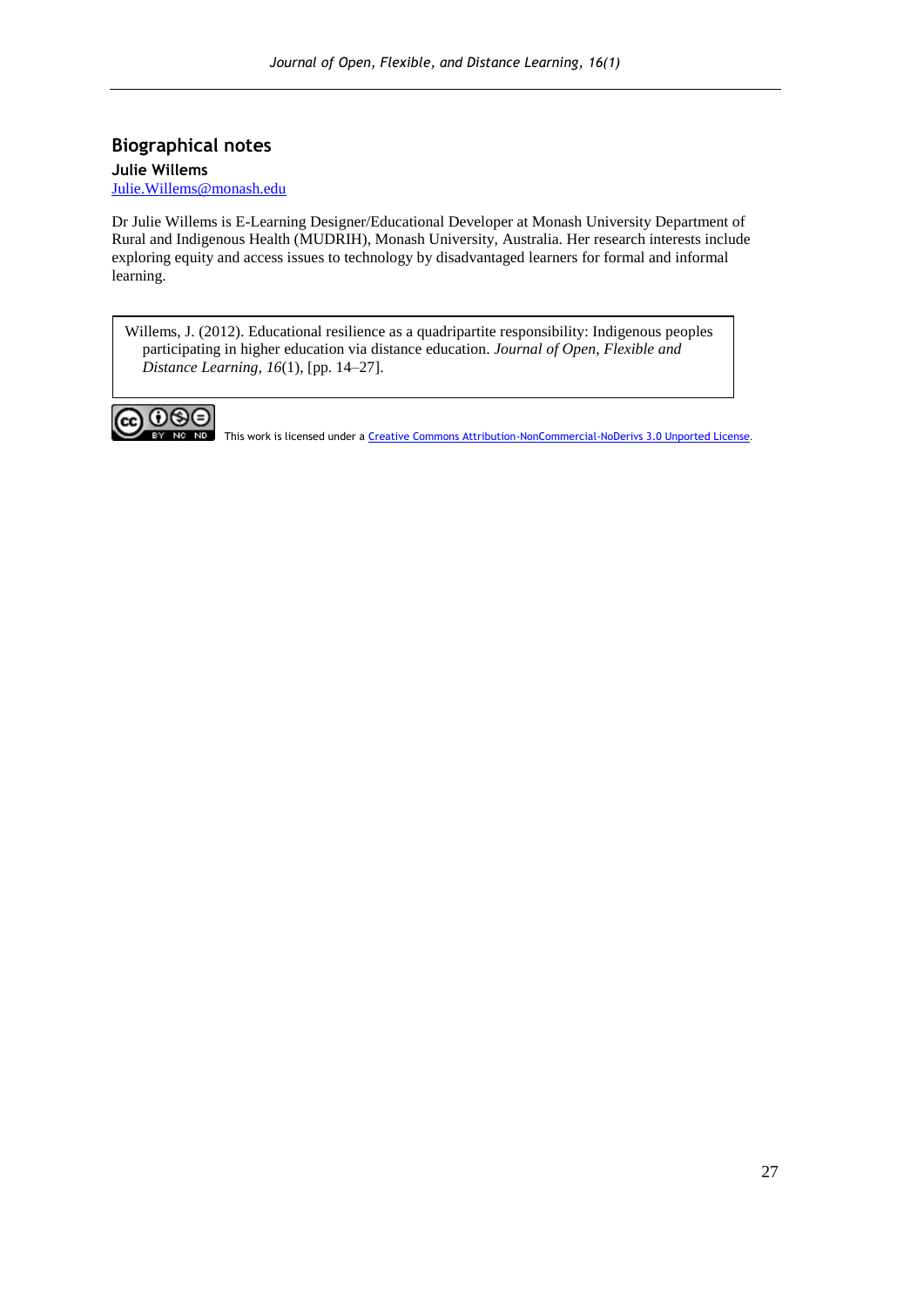## Biographical notes

**Julie Willems**
Julie.Willems@monash.edu

Dr Julie Willems is E-Learning Designer/Educational Developer at Monash University Department of Rural and Indigenous Health (MUDRIH), Monash University, Australia. Her research interests include exploring equity and access issues to technology by disadvantaged learners for formal and informal learning.

Willems, J. (2012). Educational resilience as a quadripartite responsibility: Indigenous peoples participating in higher education via distance education. *Journal of Open, Flexible and Distance Learning, 16*(1), [pp. 14–27].

This work is licensed under a Creative Commons Attribution-NonCommercial-NoDerivs 3.0 Unported License.